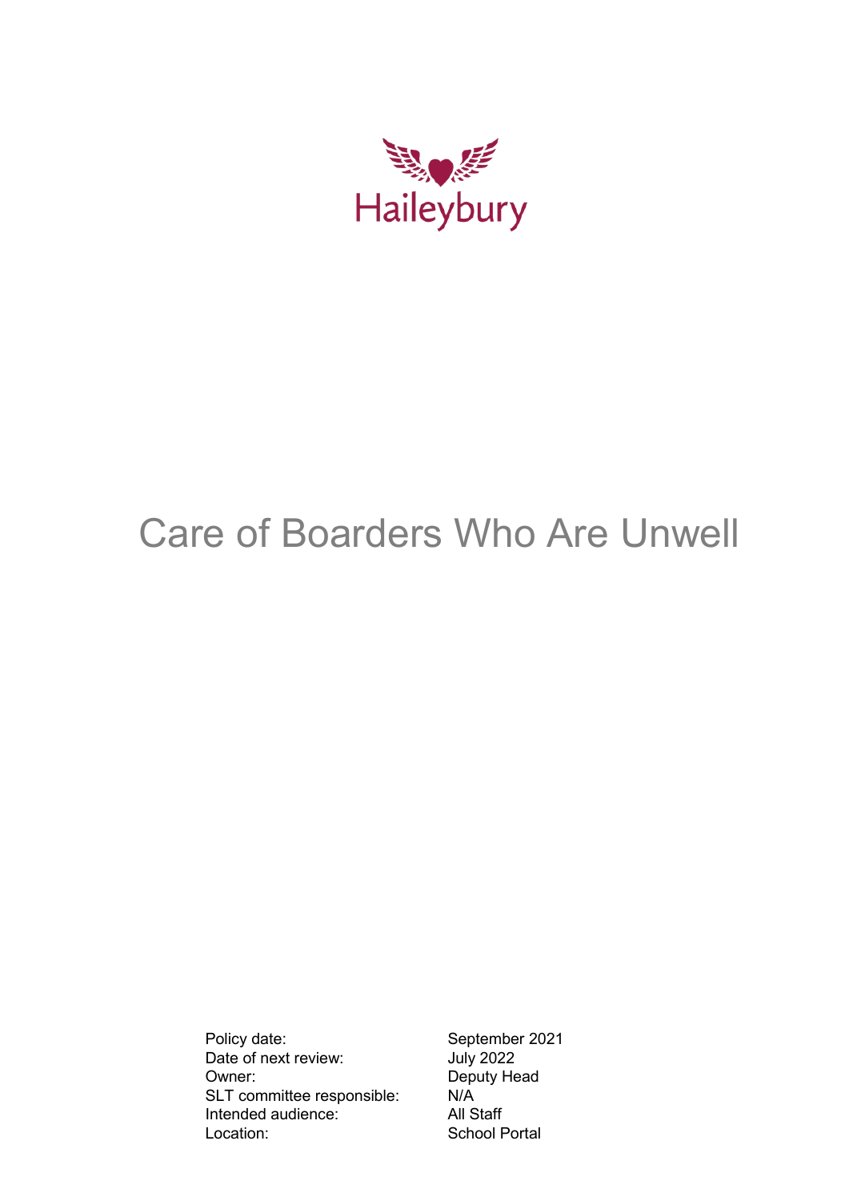Haileybury

# Care of Boarders Who Are Unwell

| | |
|---|---|
| Policy date: | September 2021 |
| Date of next review: | July 2022 |
| Owner: | Deputy Head |
| SLT committee responsible: | N/A |
| Intended audience: | All Staff |
| Location: | School Portal |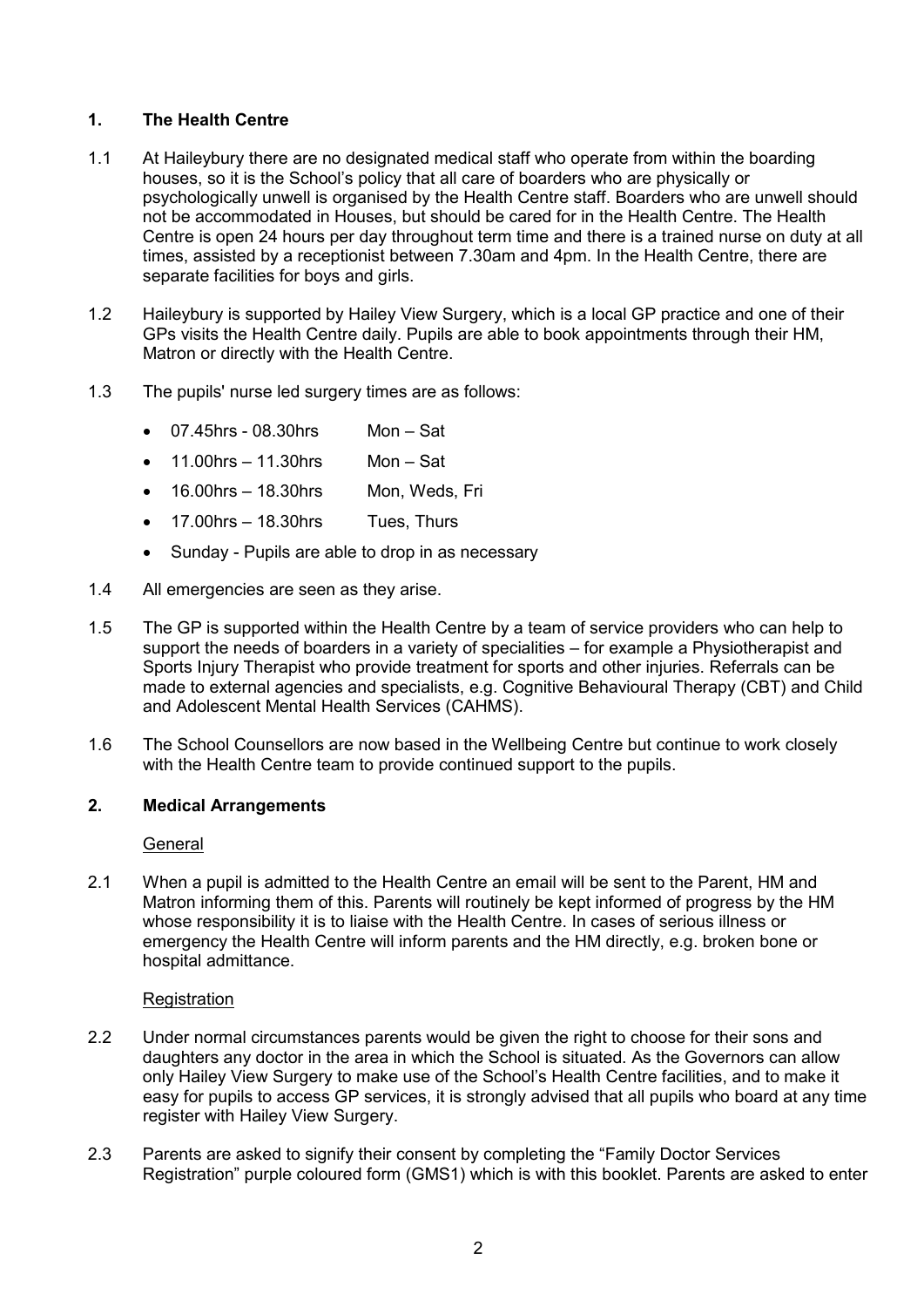## 1. The Health Centre

1.1 At Haileybury there are no designated medical staff who operate from within the boarding houses, so it is the School's policy that all care of boarders who are physically or psychologically unwell is organised by the Health Centre staff. Boarders who are unwell should not be accommodated in Houses, but should be cared for in the Health Centre. The Health Centre is open 24 hours per day throughout term time and there is a trained nurse on duty at all times, assisted by a receptionist between 7.30am and 4pm. In the Health Centre, there are separate facilities for boys and girls.

1.2 Haileybury is supported by Hailey View Surgery, which is a local GP practice and one of their GPs visits the Health Centre daily. Pupils are able to book appointments through their HM, Matron or directly with the Health Centre.

1.3 The pupils' nurse led surgery times are as follows:

- 07.45hrs - 08.30hrs Mon – Sat
- 11.00hrs – 11.30hrs Mon – Sat
- 16.00hrs – 18.30hrs Mon, Weds, Fri
- 17.00hrs – 18.30hrs Tues, Thurs
- Sunday - Pupils are able to drop in as necessary

1.4 All emergencies are seen as they arise.

1.5 The GP is supported within the Health Centre by a team of service providers who can help to support the needs of boarders in a variety of specialities – for example a Physiotherapist and Sports Injury Therapist who provide treatment for sports and other injuries. Referrals can be made to external agencies and specialists, e.g. Cognitive Behavioural Therapy (CBT) and Child and Adolescent Mental Health Services (CAHMS).

1.6 The School Counsellors are now based in the Wellbeing Centre but continue to work closely with the Health Centre team to provide continued support to the pupils.

## 2. Medical Arrangements

General

2.1 When a pupil is admitted to the Health Centre an email will be sent to the Parent, HM and Matron informing them of this. Parents will routinely be kept informed of progress by the HM whose responsibility it is to liaise with the Health Centre. In cases of serious illness or emergency the Health Centre will inform parents and the HM directly, e.g. broken bone or hospital admittance.

Registration

2.2 Under normal circumstances parents would be given the right to choose for their sons and daughters any doctor in the area in which the School is situated. As the Governors can allow only Hailey View Surgery to make use of the School's Health Centre facilities, and to make it easy for pupils to access GP services, it is strongly advised that all pupils who board at any time register with Hailey View Surgery.

2.3 Parents are asked to signify their consent by completing the "Family Doctor Services Registration" purple coloured form (GMS1) which is with this booklet. Parents are asked to enter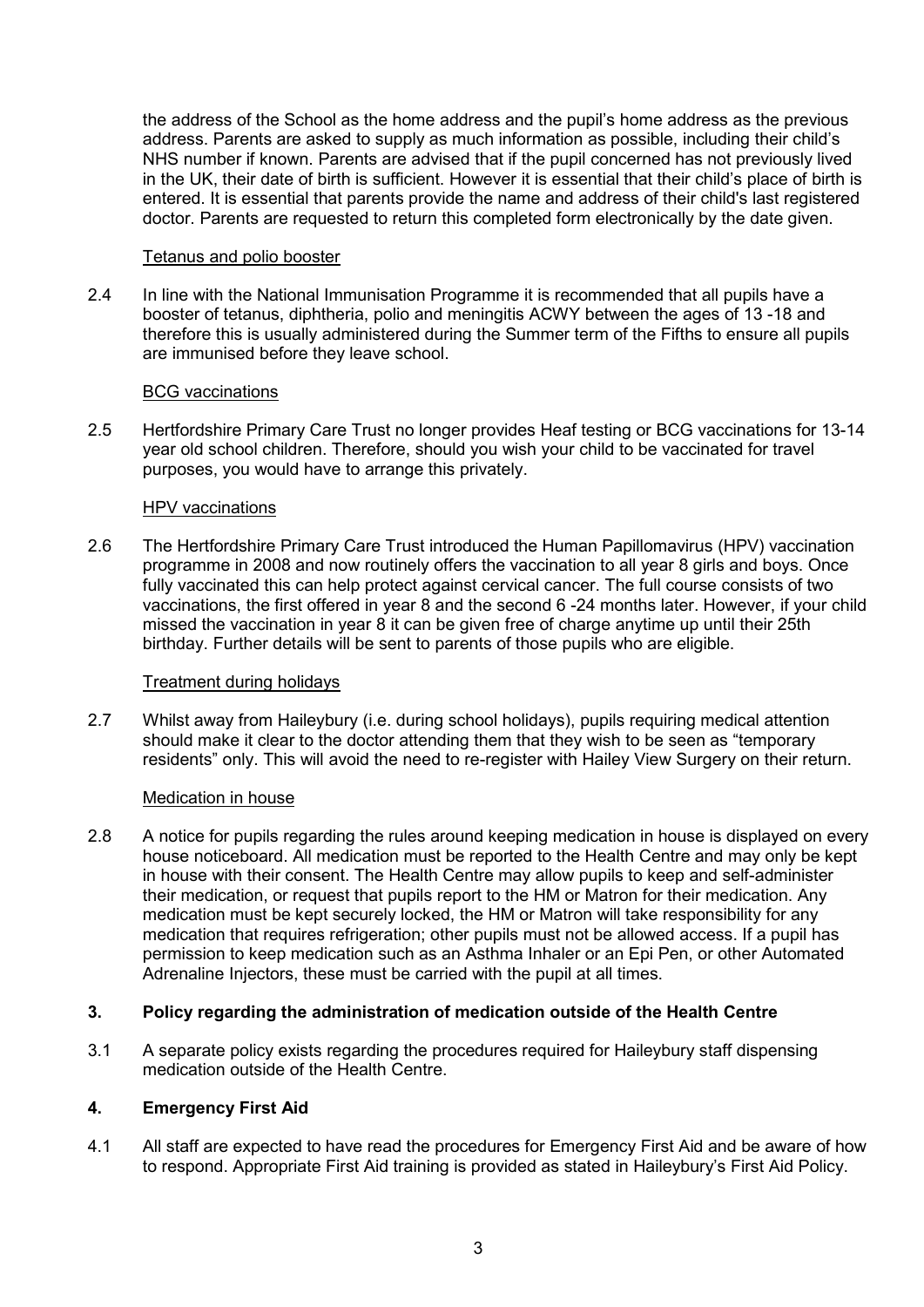the address of the School as the home address and the pupil's home address as the previous address. Parents are asked to supply as much information as possible, including their child's NHS number if known. Parents are advised that if the pupil concerned has not previously lived in the UK, their date of birth is sufficient. However it is essential that their child's place of birth is entered. It is essential that parents provide the name and address of their child's last registered doctor. Parents are requested to return this completed form electronically by the date given.

Tetanus and polio booster

2.4 In line with the National Immunisation Programme it is recommended that all pupils have a booster of tetanus, diphtheria, polio and meningitis ACWY between the ages of 13 -18 and therefore this is usually administered during the Summer term of the Fifths to ensure all pupils are immunised before they leave school.

BCG vaccinations

2.5 Hertfordshire Primary Care Trust no longer provides Heaf testing or BCG vaccinations for 13-14 year old school children. Therefore, should you wish your child to be vaccinated for travel purposes, you would have to arrange this privately.

HPV vaccinations

2.6 The Hertfordshire Primary Care Trust introduced the Human Papillomavirus (HPV) vaccination programme in 2008 and now routinely offers the vaccination to all year 8 girls and boys. Once fully vaccinated this can help protect against cervical cancer. The full course consists of two vaccinations, the first offered in year 8 and the second 6 -24 months later. However, if your child missed the vaccination in year 8 it can be given free of charge anytime up until their 25th birthday. Further details will be sent to parents of those pupils who are eligible.

Treatment during holidays

2.7 Whilst away from Haileybury (i.e. during school holidays), pupils requiring medical attention should make it clear to the doctor attending them that they wish to be seen as "temporary residents" only. This will avoid the need to re-register with Hailey View Surgery on their return.

Medication in house

2.8 A notice for pupils regarding the rules around keeping medication in house is displayed on every house noticeboard. All medication must be reported to the Health Centre and may only be kept in house with their consent. The Health Centre may allow pupils to keep and self-administer their medication, or request that pupils report to the HM or Matron for their medication. Any medication must be kept securely locked, the HM or Matron will take responsibility for any medication that requires refrigeration; other pupils must not be allowed access. If a pupil has permission to keep medication such as an Asthma Inhaler or an Epi Pen, or other Automated Adrenaline Injectors, these must be carried with the pupil at all times.

## 3. Policy regarding the administration of medication outside of the Health Centre

3.1 A separate policy exists regarding the procedures required for Haileybury staff dispensing medication outside of the Health Centre.

## 4. Emergency First Aid

4.1 All staff are expected to have read the procedures for Emergency First Aid and be aware of how to respond. Appropriate First Aid training is provided as stated in Haileybury's First Aid Policy.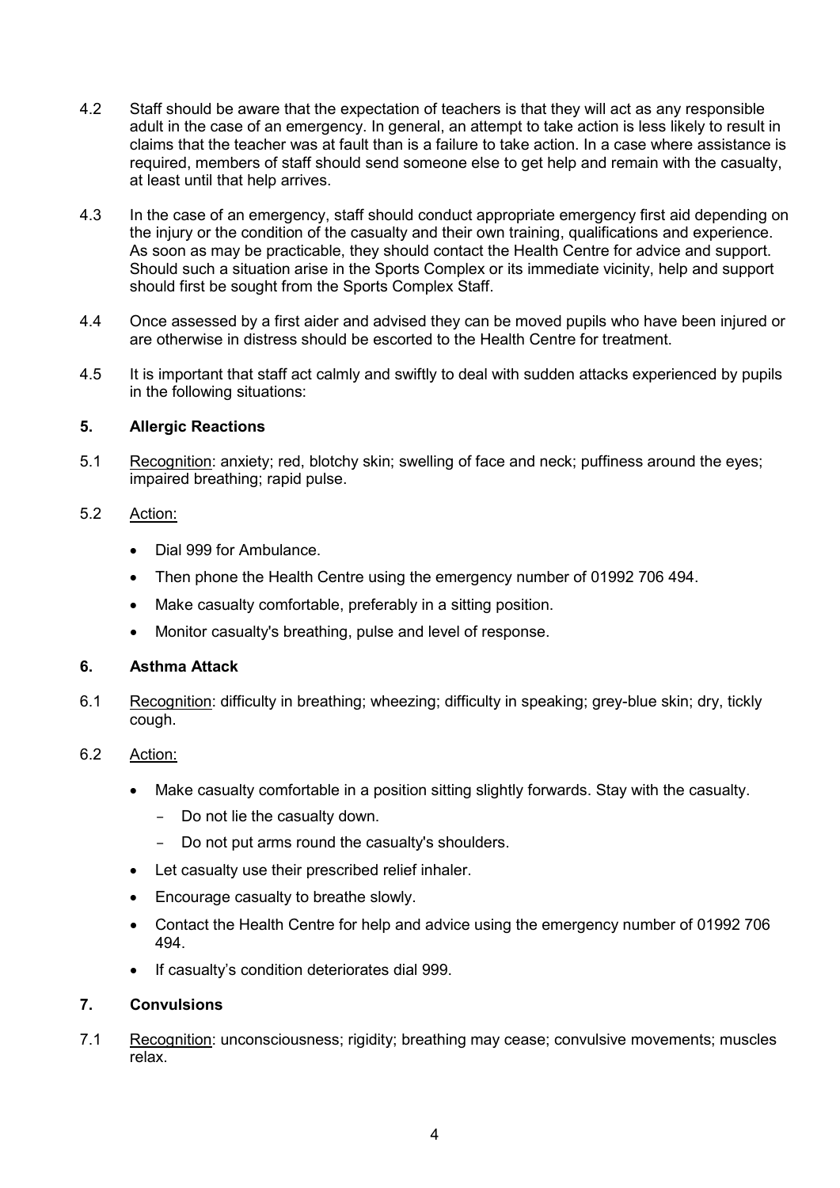4.2 Staff should be aware that the expectation of teachers is that they will act as any responsible adult in the case of an emergency. In general, an attempt to take action is less likely to result in claims that the teacher was at fault than is a failure to take action. In a case where assistance is required, members of staff should send someone else to get help and remain with the casualty, at least until that help arrives.

4.3 In the case of an emergency, staff should conduct appropriate emergency first aid depending on the injury or the condition of the casualty and their own training, qualifications and experience. As soon as may be practicable, they should contact the Health Centre for advice and support. Should such a situation arise in the Sports Complex or its immediate vicinity, help and support should first be sought from the Sports Complex Staff.

4.4 Once assessed by a first aider and advised they can be moved pupils who have been injured or are otherwise in distress should be escorted to the Health Centre for treatment.

4.5 It is important that staff act calmly and swiftly to deal with sudden attacks experienced by pupils in the following situations:

## 5. Allergic Reactions

5.1 Recognition: anxiety; red, blotchy skin; swelling of face and neck; puffiness around the eyes; impaired breathing; rapid pulse.

5.2 Action:

- Dial 999 for Ambulance.
- Then phone the Health Centre using the emergency number of 01992 706 494.
- Make casualty comfortable, preferably in a sitting position.
- Monitor casualty's breathing, pulse and level of response.

## 6. Asthma Attack

6.1 Recognition: difficulty in breathing; wheezing; difficulty in speaking; grey-blue skin; dry, tickly cough.

6.2 Action:

- Make casualty comfortable in a position sitting slightly forwards. Stay with the casualty.
  - Do not lie the casualty down.
  - Do not put arms round the casualty's shoulders.
- Let casualty use their prescribed relief inhaler.
- Encourage casualty to breathe slowly.
- Contact the Health Centre for help and advice using the emergency number of 01992 706 494.
- If casualty's condition deteriorates dial 999.

## 7. Convulsions

7.1 Recognition: unconsciousness; rigidity; breathing may cease; convulsive movements; muscles relax.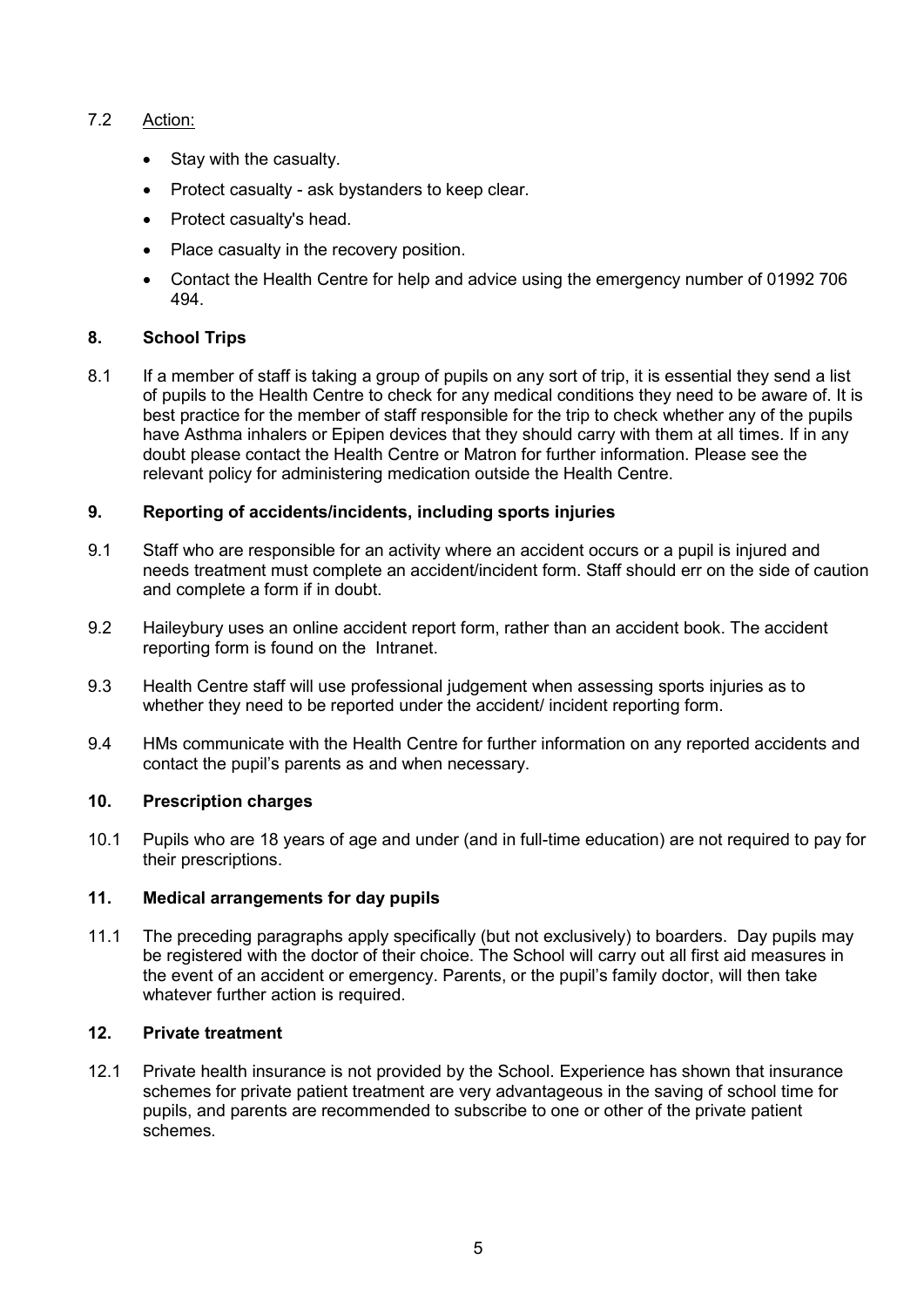7.2 Action:

- Stay with the casualty.
- Protect casualty - ask bystanders to keep clear.
- Protect casualty's head.
- Place casualty in the recovery position.
- Contact the Health Centre for help and advice using the emergency number of 01992 706 494.

## 8. School Trips

8.1 If a member of staff is taking a group of pupils on any sort of trip, it is essential they send a list of pupils to the Health Centre to check for any medical conditions they need to be aware of. It is best practice for the member of staff responsible for the trip to check whether any of the pupils have Asthma inhalers or Epipen devices that they should carry with them at all times. If in any doubt please contact the Health Centre or Matron for further information. Please see the relevant policy for administering medication outside the Health Centre.

## 9. Reporting of accidents/incidents, including sports injuries

9.1 Staff who are responsible for an activity where an accident occurs or a pupil is injured and needs treatment must complete an accident/incident form. Staff should err on the side of caution and complete a form if in doubt.

9.2 Haileybury uses an online accident report form, rather than an accident book. The accident reporting form is found on the Intranet.

9.3 Health Centre staff will use professional judgement when assessing sports injuries as to whether they need to be reported under the accident/ incident reporting form.

9.4 HMs communicate with the Health Centre for further information on any reported accidents and contact the pupil's parents as and when necessary.

## 10. Prescription charges

10.1 Pupils who are 18 years of age and under (and in full-time education) are not required to pay for their prescriptions.

## 11. Medical arrangements for day pupils

11.1 The preceding paragraphs apply specifically (but not exclusively) to boarders. Day pupils may be registered with the doctor of their choice. The School will carry out all first aid measures in the event of an accident or emergency. Parents, or the pupil's family doctor, will then take whatever further action is required.

## 12. Private treatment

12.1 Private health insurance is not provided by the School. Experience has shown that insurance schemes for private patient treatment are very advantageous in the saving of school time for pupils, and parents are recommended to subscribe to one or other of the private patient schemes.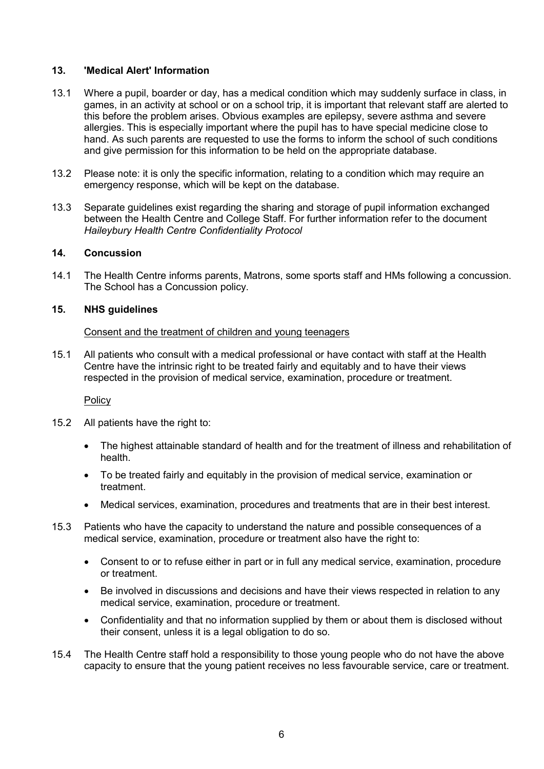## 13. 'Medical Alert' Information

13.1 Where a pupil, boarder or day, has a medical condition which may suddenly surface in class, in games, in an activity at school or on a school trip, it is important that relevant staff are alerted to this before the problem arises. Obvious examples are epilepsy, severe asthma and severe allergies. This is especially important where the pupil has to have special medicine close to hand. As such parents are requested to use the forms to inform the school of such conditions and give permission for this information to be held on the appropriate database.

13.2 Please note: it is only the specific information, relating to a condition which may require an emergency response, which will be kept on the database.

13.3 Separate guidelines exist regarding the sharing and storage of pupil information exchanged between the Health Centre and College Staff. For further information refer to the document *Haileybury Health Centre Confidentiality Protocol*

## 14. Concussion

14.1 The Health Centre informs parents, Matrons, some sports staff and HMs following a concussion. The School has a Concussion policy.

## 15. NHS guidelines

Consent and the treatment of children and young teenagers

15.1 All patients who consult with a medical professional or have contact with staff at the Health Centre have the intrinsic right to be treated fairly and equitably and to have their views respected in the provision of medical service, examination, procedure or treatment.

Policy

15.2 All patients have the right to:

- The highest attainable standard of health and for the treatment of illness and rehabilitation of health.
- To be treated fairly and equitably in the provision of medical service, examination or treatment.
- Medical services, examination, procedures and treatments that are in their best interest.

15.3 Patients who have the capacity to understand the nature and possible consequences of a medical service, examination, procedure or treatment also have the right to:

- Consent to or to refuse either in part or in full any medical service, examination, procedure or treatment.
- Be involved in discussions and decisions and have their views respected in relation to any medical service, examination, procedure or treatment.
- Confidentiality and that no information supplied by them or about them is disclosed without their consent, unless it is a legal obligation to do so.

15.4 The Health Centre staff hold a responsibility to those young people who do not have the above capacity to ensure that the young patient receives no less favourable service, care or treatment.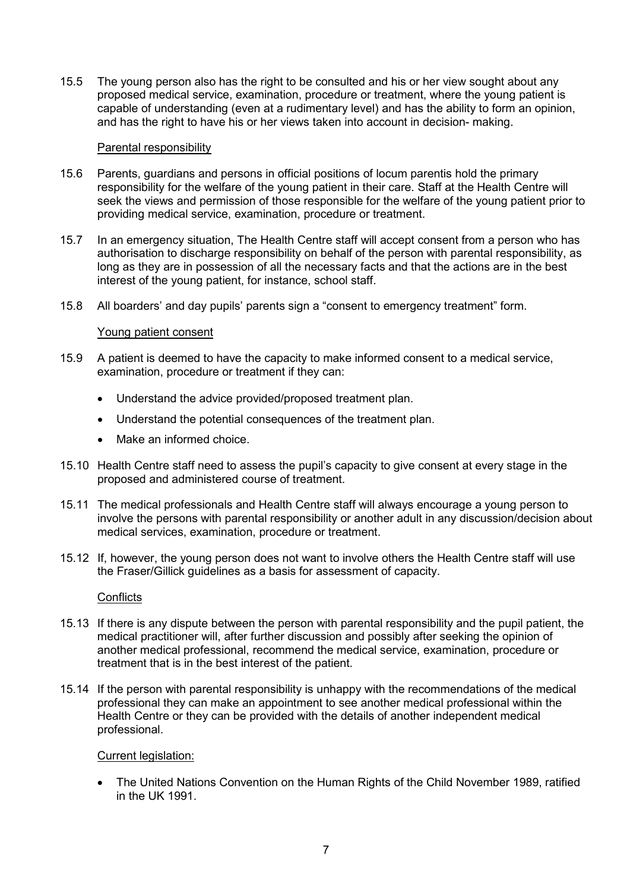15.5 The young person also has the right to be consulted and his or her view sought about any proposed medical service, examination, procedure or treatment, where the young patient is capable of understanding (even at a rudimentary level) and has the ability to form an opinion, and has the right to have his or her views taken into account in decision- making.

<u>Parental responsibility</u>

15.6 Parents, guardians and persons in official positions of locum parentis hold the primary responsibility for the welfare of the young patient in their care. Staff at the Health Centre will seek the views and permission of those responsible for the welfare of the young patient prior to providing medical service, examination, procedure or treatment.

15.7 In an emergency situation, The Health Centre staff will accept consent from a person who has authorisation to discharge responsibility on behalf of the person with parental responsibility, as long as they are in possession of all the necessary facts and that the actions are in the best interest of the young patient, for instance, school staff.

15.8 All boarders' and day pupils' parents sign a "consent to emergency treatment" form.

<u>Young patient consent</u>

15.9 A patient is deemed to have the capacity to make informed consent to a medical service, examination, procedure or treatment if they can:

- Understand the advice provided/proposed treatment plan.
- Understand the potential consequences of the treatment plan.
- Make an informed choice.

15.10 Health Centre staff need to assess the pupil's capacity to give consent at every stage in the proposed and administered course of treatment.

15.11 The medical professionals and Health Centre staff will always encourage a young person to involve the persons with parental responsibility or another adult in any discussion/decision about medical services, examination, procedure or treatment.

15.12 If, however, the young person does not want to involve others the Health Centre staff will use the Fraser/Gillick guidelines as a basis for assessment of capacity.

<u>Conflicts</u>

15.13 If there is any dispute between the person with parental responsibility and the pupil patient, the medical practitioner will, after further discussion and possibly after seeking the opinion of another medical professional, recommend the medical service, examination, procedure or treatment that is in the best interest of the patient.

15.14 If the person with parental responsibility is unhappy with the recommendations of the medical professional they can make an appointment to see another medical professional within the Health Centre or they can be provided with the details of another independent medical professional.

<u>Current legislation:</u>

- The United Nations Convention on the Human Rights of the Child November 1989, ratified in the UK 1991.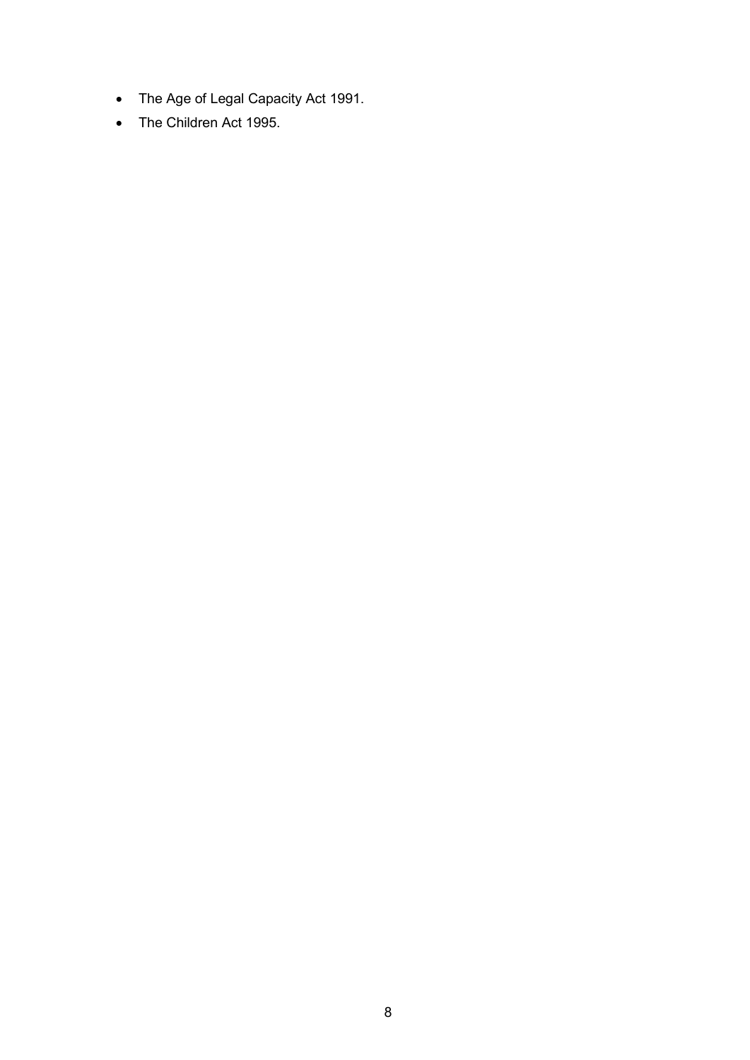- The Age of Legal Capacity Act 1991.
- The Children Act 1995.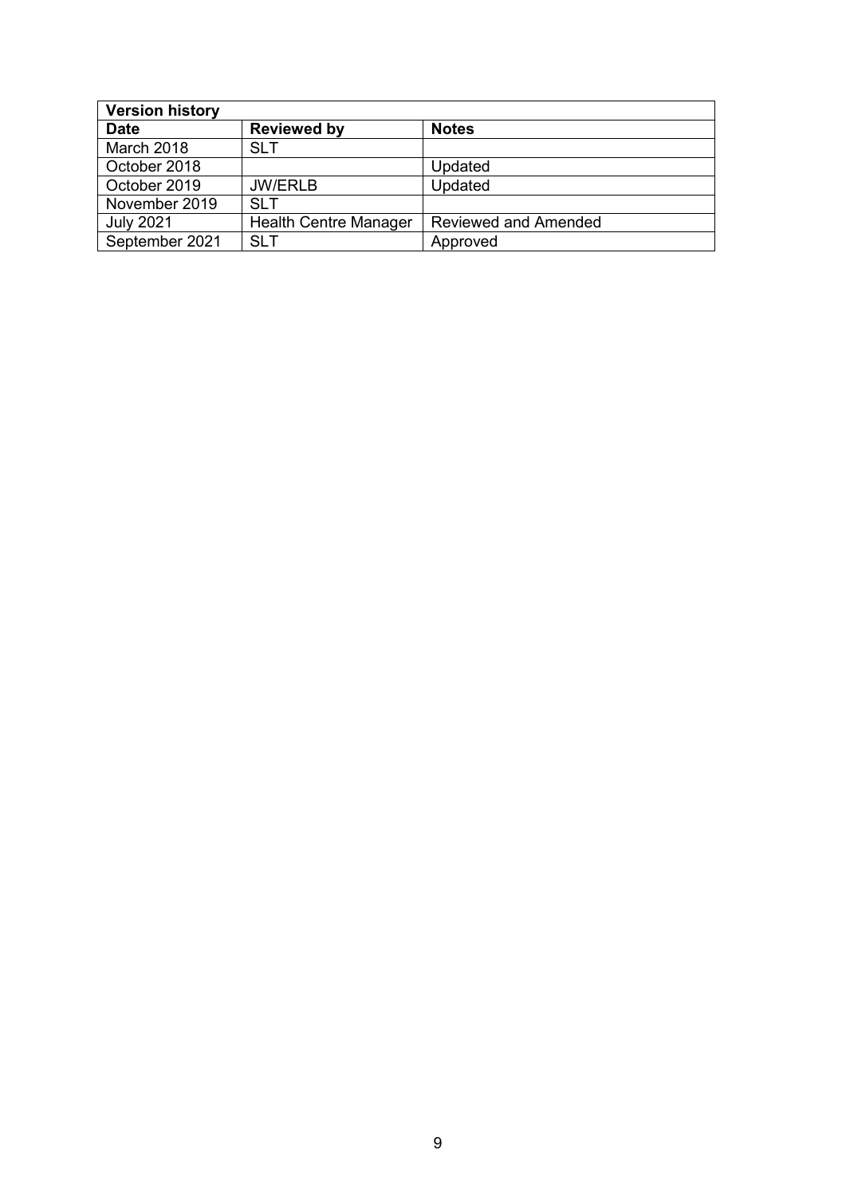| Version history | | |
| --- | --- | --- |
| **Date** | **Reviewed by** | **Notes** |
| March 2018 | SLT | |
| October 2018 | | Updated |
| October 2019 | JW/ERLB | Updated |
| November 2019 | SLT | |
| July 2021 | Health Centre Manager | Reviewed and Amended |
| September 2021 | SLT | Approved |